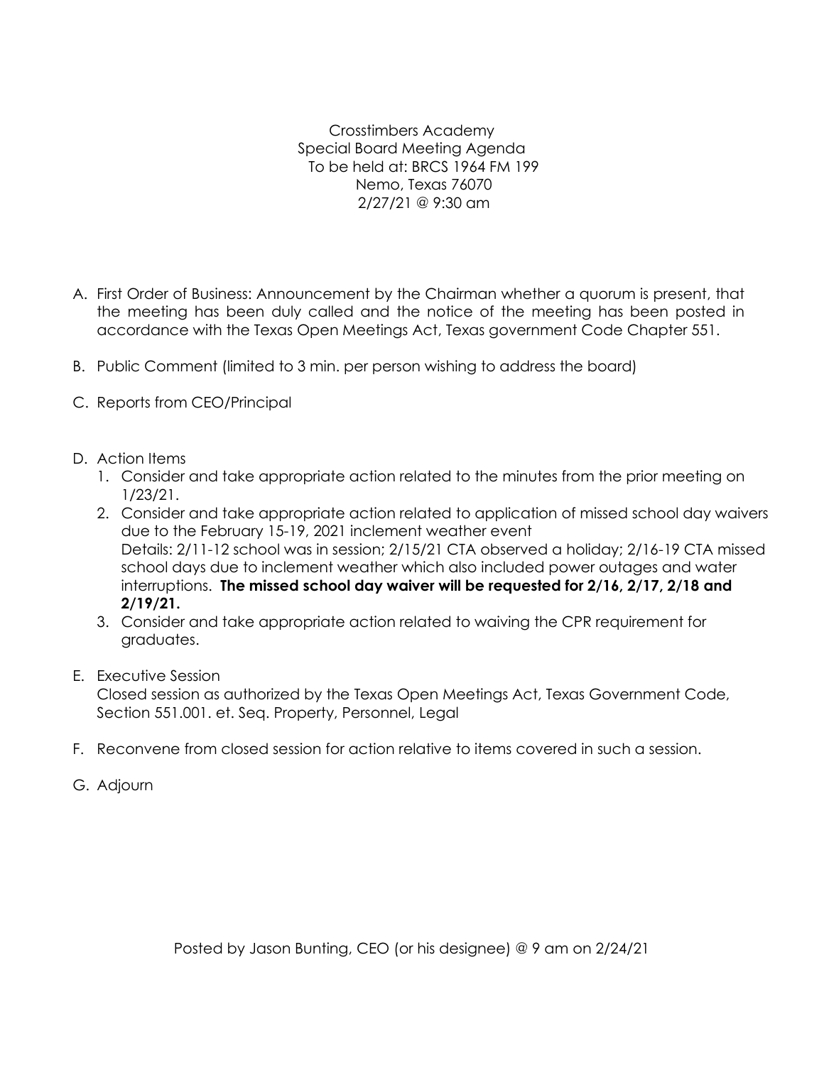Crosstimbers Academy
Special Board Meeting Agenda
To be held at: BRCS 1964 FM 199
Nemo, Texas 76070
2/27/21 @ 9:30 am

A. First Order of Business: Announcement by the Chairman whether a quorum is present, that the meeting has been duly called and the notice of the meeting has been posted in accordance with the Texas Open Meetings Act, Texas government Code Chapter 551.

B. Public Comment (limited to 3 min. per person wishing to address the board)

C. Reports from CEO/Principal

D. Action Items
   1. Consider and take appropriate action related to the minutes from the prior meeting on 1/23/21.
   2. Consider and take appropriate action related to application of missed school day waivers due to the February 15-19, 2021 inclement weather event
      Details: 2/11-12 school was in session; 2/15/21 CTA observed a holiday; 2/16-19 CTA missed school days due to inclement weather which also included power outages and water interruptions. **The missed school day waiver will be requested for 2/16, 2/17, 2/18 and 2/19/21.**
   3. Consider and take appropriate action related to waiving the CPR requirement for graduates.

E. Executive Session
   Closed session as authorized by the Texas Open Meetings Act, Texas Government Code, Section 551.001. et. Seq. Property, Personnel, Legal

F. Reconvene from closed session for action relative to items covered in such a session.

G. Adjourn

Posted by Jason Bunting, CEO (or his designee) @ 9 am on 2/24/21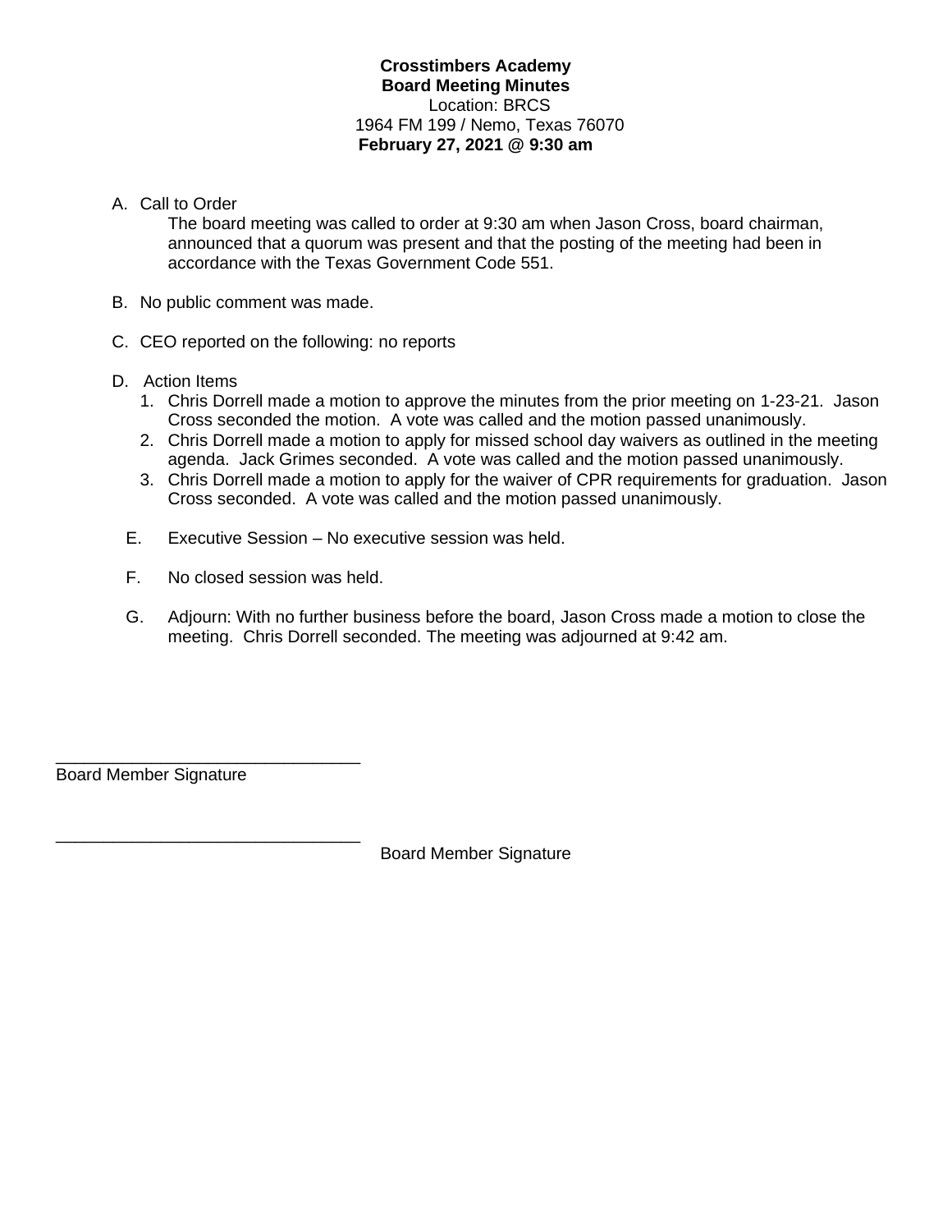**Crosstimbers Academy**
**Board Meeting Minutes**
Location: BRCS
1964 FM 199 / Nemo, Texas 76070
**February 27, 2021 @ 9:30 am**

A. Call to Order

The board meeting was called to order at 9:30 am when Jason Cross, board chairman, announced that a quorum was present and that the posting of the meeting had been in accordance with the Texas Government Code 551.

B. No public comment was made.

C. CEO reported on the following: no reports

D. Action Items

1. Chris Dorrell made a motion to approve the minutes from the prior meeting on 1-23-21. Jason Cross seconded the motion. A vote was called and the motion passed unanimously.
2. Chris Dorrell made a motion to apply for missed school day waivers as outlined in the meeting agenda. Jack Grimes seconded. A vote was called and the motion passed unanimously.
3. Chris Dorrell made a motion to apply for the waiver of CPR requirements for graduation. Jason Cross seconded. A vote was called and the motion passed unanimously.

E. Executive Session – No executive session was held.

F. No closed session was held.

G. Adjourn: With no further business before the board, Jason Cross made a motion to close the meeting. Chris Dorrell seconded. The meeting was adjourned at 9:42 am.

________________________________
Board Member Signature

________________________________
Board Member Signature